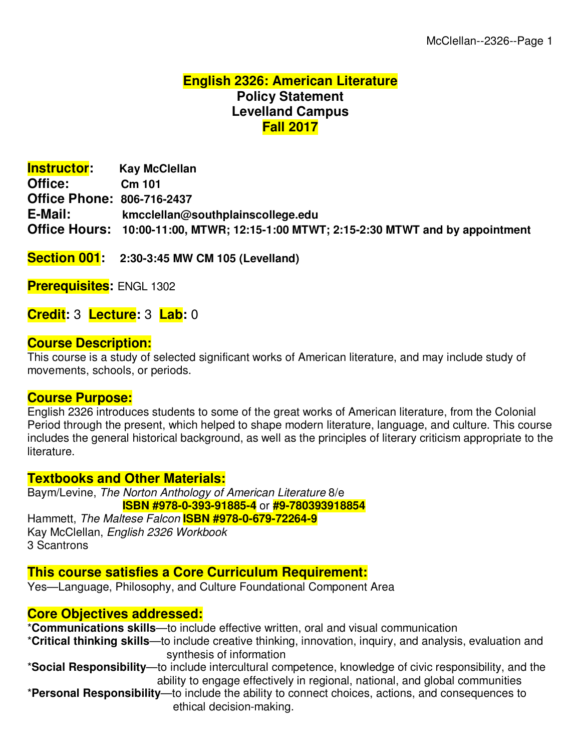# English 2326: American Literature
## Policy Statement
## Levelland Campus
## Fall 2017

**Instructor:** **Kay McClellan**
**Office:** **Cm 101**
**Office Phone:** **806-716-2437**
**E-Mail:** **kmcclellan@southplainscollege.edu**
**Office Hours:** **10:00-11:00, MTWR; 12:15-1:00 MTWT; 2:15-2:30 MTWT and by appointment**

**Section 001:** **2:30-3:45 MW CM 105 (Levelland)**

**Prerequisites:** ENGL 1302

**Credit:** 3 **Lecture:** 3 **Lab:** 0

### Course Description:
This course is a study of selected significant works of American literature, and may include study of movements, schools, or periods.

### Course Purpose:
English 2326 introduces students to some of the great works of American literature, from the Colonial Period through the present, which helped to shape modern literature, language, and culture. This course includes the general historical background, as well as the principles of literary criticism appropriate to the literature.

### Textbooks and Other Materials:
Baym/Levine, *The Norton Anthology of American Literature* 8/e
**ISBN #978-0-393-91885-4** or **#9-780393918854**
Hammett, *The Maltese Falcon* **ISBN #978-0-679-72264-9**
Kay McClellan, *English 2326 Workbook*
3 Scantrons

### This course satisfies a Core Curriculum Requirement:
Yes—Language, Philosophy, and Culture Foundational Component Area

### Core Objectives addressed:
*__Communications skills__—to include effective written, oral and visual communication
*__Critical thinking skills__—to include creative thinking, innovation, inquiry, and analysis, evaluation and synthesis of information
*__Social Responsibility__—to include intercultural competence, knowledge of civic responsibility, and the ability to engage effectively in regional, national, and global communities
*__Personal Responsibility__—to include the ability to connect choices, actions, and consequences to ethical decision-making.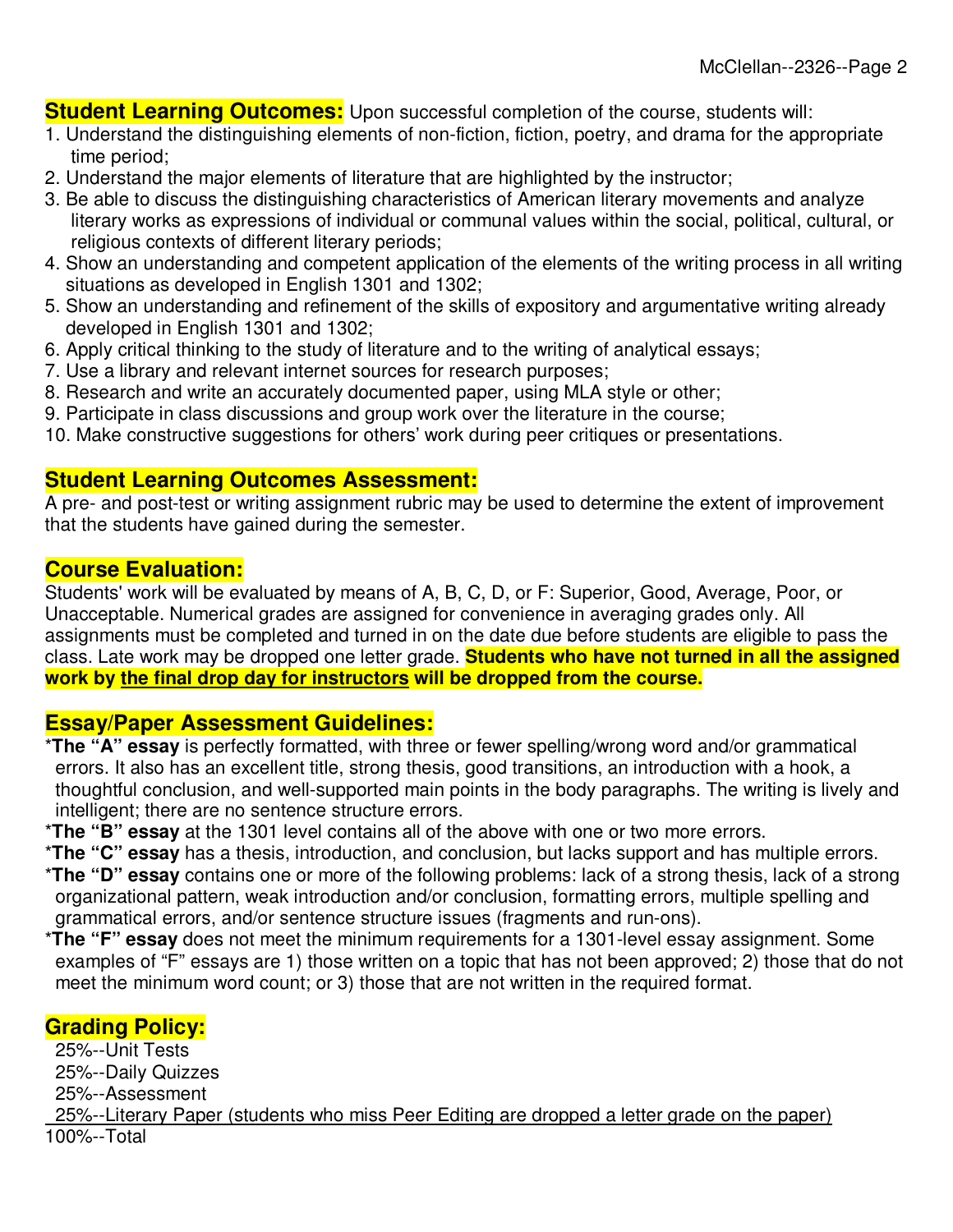## Student Learning Outcomes:

Upon successful completion of the course, students will:

1. Understand the distinguishing elements of non-fiction, fiction, poetry, and drama for the appropriate time period;
2. Understand the major elements of literature that are highlighted by the instructor;
3. Be able to discuss the distinguishing characteristics of American literary movements and analyze literary works as expressions of individual or communal values within the social, political, cultural, or religious contexts of different literary periods;
4. Show an understanding and competent application of the elements of the writing process in all writing situations as developed in English 1301 and 1302;
5. Show an understanding and refinement of the skills of expository and argumentative writing already developed in English 1301 and 1302;
6. Apply critical thinking to the study of literature and to the writing of analytical essays;
7. Use a library and relevant internet sources for research purposes;
8. Research and write an accurately documented paper, using MLA style or other;
9. Participate in class discussions and group work over the literature in the course;
10. Make constructive suggestions for others' work during peer critiques or presentations.

## Student Learning Outcomes Assessment:

A pre- and post-test or writing assignment rubric may be used to determine the extent of improvement that the students have gained during the semester.

## Course Evaluation:

Students' work will be evaluated by means of A, B, C, D, or F: Superior, Good, Average, Poor, or Unacceptable. Numerical grades are assigned for convenience in averaging grades only. All assignments must be completed and turned in on the date due before students are eligible to pass the class. Late work may be dropped one letter grade. **Students who have not turned in all the assigned work by <u>the final drop day for instructors</u> will be dropped from the course.**

## Essay/Paper Assessment Guidelines:

*__The "A" essay__ is perfectly formatted, with three or fewer spelling/wrong word and/or grammatical errors. It also has an excellent title, strong thesis, good transitions, an introduction with a hook, a thoughtful conclusion, and well-supported main points in the body paragraphs. The writing is lively and intelligent; there are no sentence structure errors.

*__The "B" essay__ at the 1301 level contains all of the above with one or two more errors.

*__The "C" essay__ has a thesis, introduction, and conclusion, but lacks support and has multiple errors.

*__The "D" essay__ contains one or more of the following problems: lack of a strong thesis, lack of a strong organizational pattern, weak introduction and/or conclusion, formatting errors, multiple spelling and grammatical errors, and/or sentence structure issues (fragments and run-ons).

*__The "F" essay__ does not meet the minimum requirements for a 1301-level essay assignment. Some examples of "F" essays are 1) those written on a topic that has not been approved; 2) those that do not meet the minimum word count; or 3) those that are not written in the required format.

## Grading Policy:

25%--Unit Tests
25%--Daily Quizzes
25%--Assessment
<u>25%--Literary Paper (students who miss Peer Editing are dropped a letter grade on the paper)</u>
100%--Total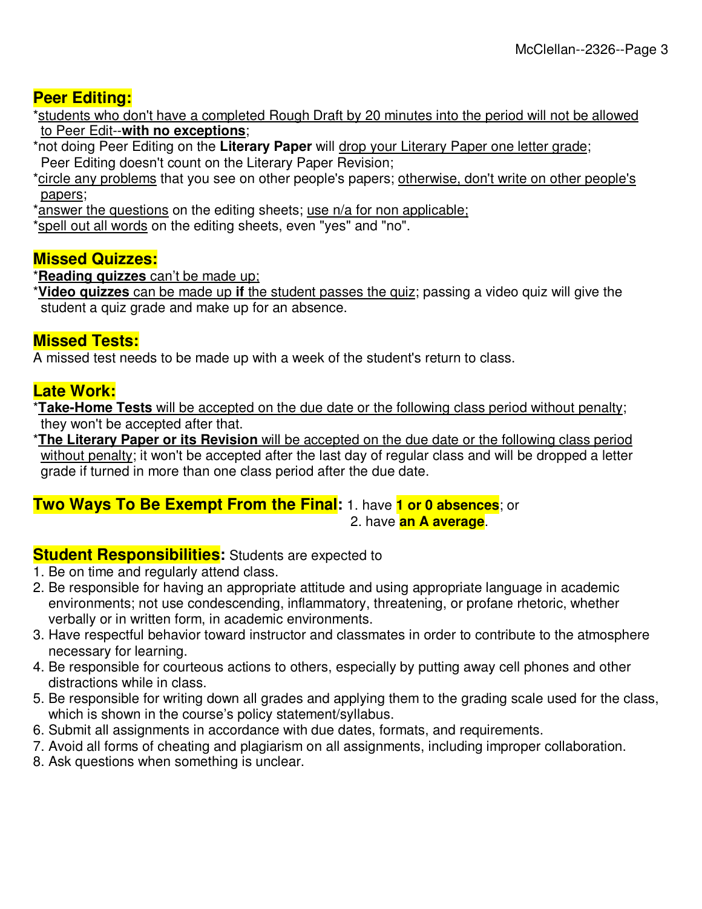## Peer Editing:

*students who don't have a completed Rough Draft by 20 minutes into the period will not be allowed to Peer Edit--**with no exceptions**;
*not doing Peer Editing on the **Literary Paper** will drop your Literary Paper one letter grade; Peer Editing doesn't count on the Literary Paper Revision;
*circle any problems that you see on other people's papers; otherwise, don't write on other people's papers;
*answer the questions on the editing sheets; use n/a for non applicable;
*spell out all words on the editing sheets, even "yes" and "no".

## Missed Quizzes:

***Reading quizzes** can't be made up;
***Video quizzes** can be made up **if** the student passes the quiz; passing a video quiz will give the student a quiz grade and make up for an absence.

## Missed Tests:

A missed test needs to be made up with a week of the student's return to class.

## Late Work:

***Take-Home Tests** will be accepted on the due date or the following class period without penalty; they won't be accepted after that.
***The Literary Paper or its Revision** will be accepted on the due date or the following class period without penalty; it won't be accepted after the last day of regular class and will be dropped a letter grade if turned in more than one class period after the due date.

## Two Ways To Be Exempt From the Final:

1. have **1 or 0 absences**; or
2. have **an A average**.

## Student Responsibilities:

Students are expected to

1. Be on time and regularly attend class.
2. Be responsible for having an appropriate attitude and using appropriate language in academic environments; not use condescending, inflammatory, threatening, or profane rhetoric, whether verbally or in written form, in academic environments.
3. Have respectful behavior toward instructor and classmates in order to contribute to the atmosphere necessary for learning.
4. Be responsible for courteous actions to others, especially by putting away cell phones and other distractions while in class.
5. Be responsible for writing down all grades and applying them to the grading scale used for the class, which is shown in the course's policy statement/syllabus.
6. Submit all assignments in accordance with due dates, formats, and requirements.
7. Avoid all forms of cheating and plagiarism on all assignments, including improper collaboration.
8. Ask questions when something is unclear.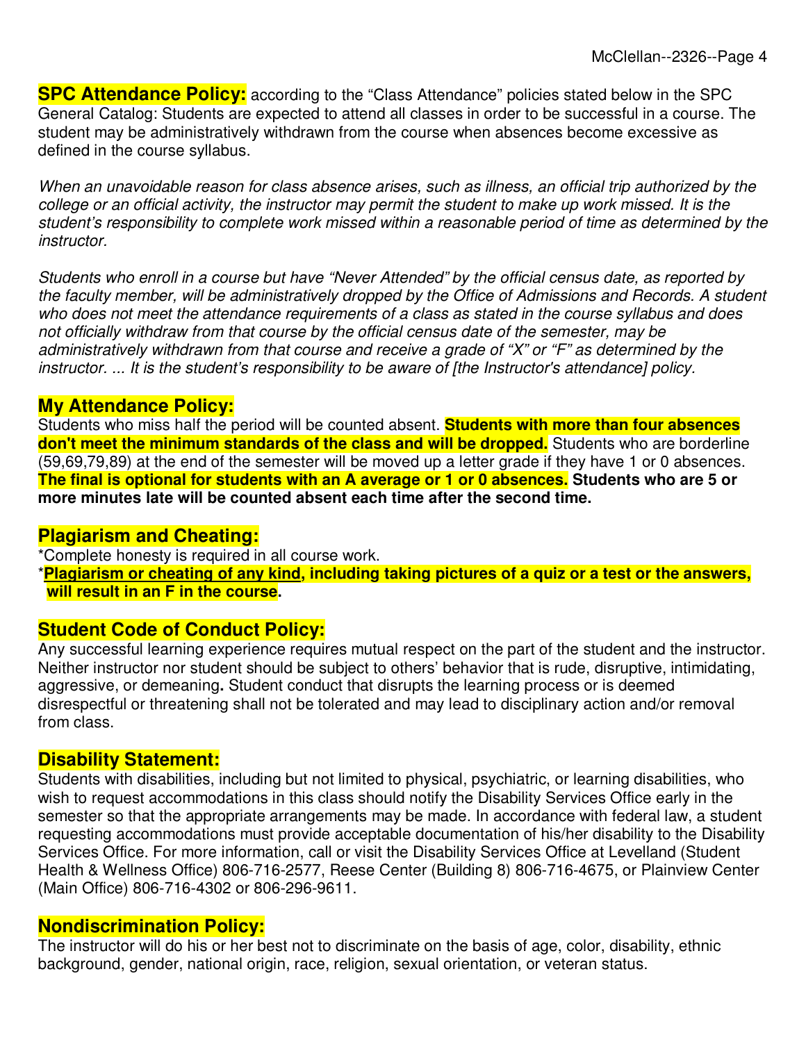**SPC Attendance Policy:** according to the "Class Attendance" policies stated below in the SPC General Catalog: Students are expected to attend all classes in order to be successful in a course. The student may be administratively withdrawn from the course when absences become excessive as defined in the course syllabus.

*When an unavoidable reason for class absence arises, such as illness, an official trip authorized by the college or an official activity, the instructor may permit the student to make up work missed. It is the student's responsibility to complete work missed within a reasonable period of time as determined by the instructor.*

*Students who enroll in a course but have "Never Attended" by the official census date, as reported by the faculty member, will be administratively dropped by the Office of Admissions and Records. A student who does not meet the attendance requirements of a class as stated in the course syllabus and does not officially withdraw from that course by the official census date of the semester, may be administratively withdrawn from that course and receive a grade of "X" or "F" as determined by the instructor. ... It is the student's responsibility to be aware of [the Instructor's attendance] policy.*

## My Attendance Policy:

Students who miss half the period will be counted absent. **Students with more than four absences don't meet the minimum standards of the class and will be dropped.** Students who are borderline (59,69,79,89) at the end of the semester will be moved up a letter grade if they have 1 or 0 absences. **The final is optional for students with an A average or 1 or 0 absences. Students who are 5 or more minutes late will be counted absent each time after the second time.**

## Plagiarism and Cheating:

*Complete honesty is required in all course work.

***Plagiarism or cheating of any kind, including taking pictures of a quiz or a test or the answers, will result in an F in the course.**

## Student Code of Conduct Policy:

Any successful learning experience requires mutual respect on the part of the student and the instructor. Neither instructor nor student should be subject to others' behavior that is rude, disruptive, intimidating, aggressive, or demeaning**.** Student conduct that disrupts the learning process or is deemed disrespectful or threatening shall not be tolerated and may lead to disciplinary action and/or removal from class.

## Disability Statement:

Students with disabilities, including but not limited to physical, psychiatric, or learning disabilities, who wish to request accommodations in this class should notify the Disability Services Office early in the semester so that the appropriate arrangements may be made. In accordance with federal law, a student requesting accommodations must provide acceptable documentation of his/her disability to the Disability Services Office. For more information, call or visit the Disability Services Office at Levelland (Student Health & Wellness Office) 806-716-2577, Reese Center (Building 8) 806-716-4675, or Plainview Center (Main Office) 806-716-4302 or 806-296-9611.

## Nondiscrimination Policy:

The instructor will do his or her best not to discriminate on the basis of age, color, disability, ethnic background, gender, national origin, race, religion, sexual orientation, or veteran status.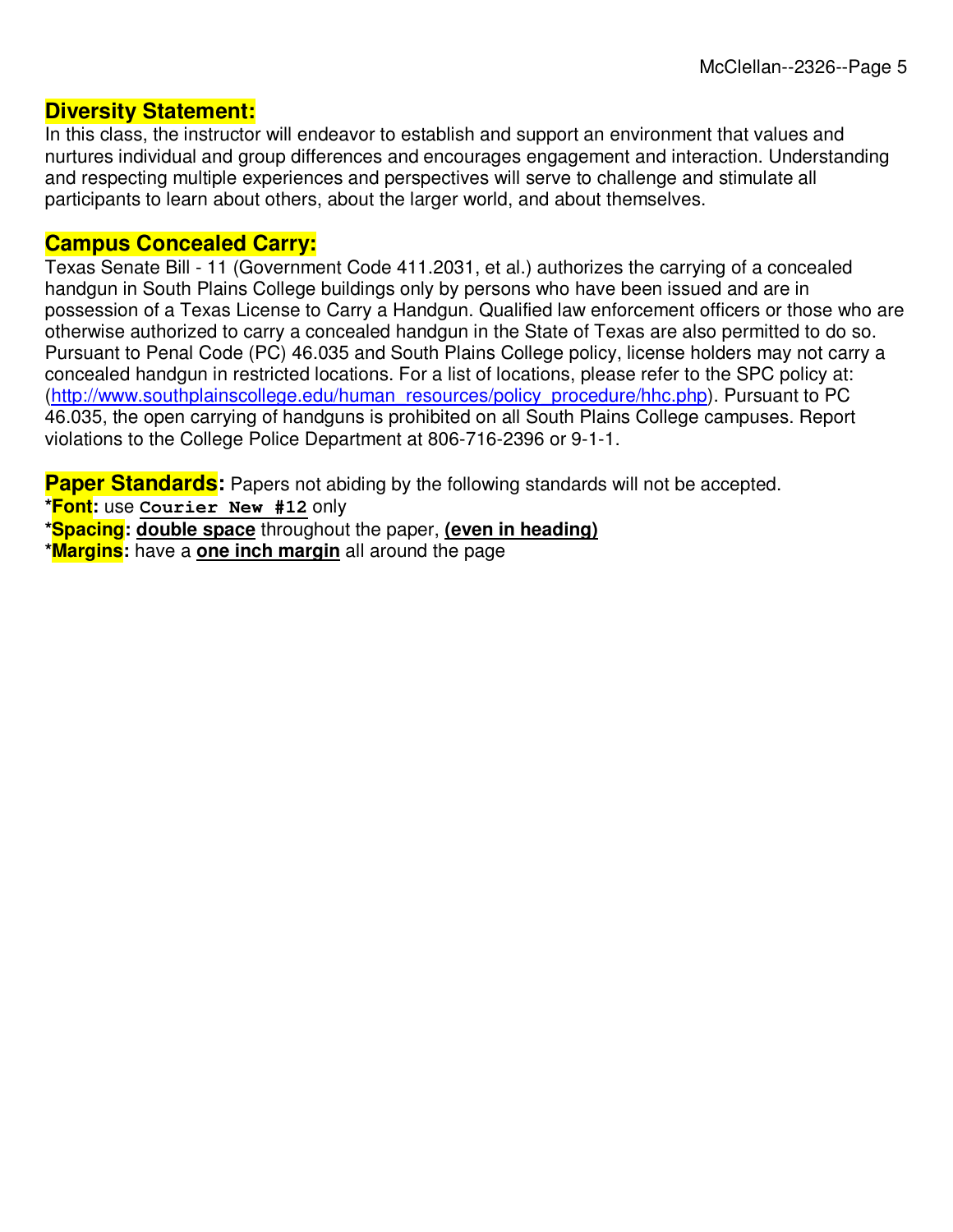## Diversity Statement:

In this class, the instructor will endeavor to establish and support an environment that values and nurtures individual and group differences and encourages engagement and interaction. Understanding and respecting multiple experiences and perspectives will serve to challenge and stimulate all participants to learn about others, about the larger world, and about themselves.

## Campus Concealed Carry:

Texas Senate Bill - 11 (Government Code 411.2031, et al.) authorizes the carrying of a concealed handgun in South Plains College buildings only by persons who have been issued and are in possession of a Texas License to Carry a Handgun. Qualified law enforcement officers or those who are otherwise authorized to carry a concealed handgun in the State of Texas are also permitted to do so. Pursuant to Penal Code (PC) 46.035 and South Plains College policy, license holders may not carry a concealed handgun in restricted locations. For a list of locations, please refer to the SPC policy at: (http://www.southplainscollege.edu/human_resources/policy_procedure/hhc.php). Pursuant to PC 46.035, the open carrying of handguns is prohibited on all South Plains College campuses. Report violations to the College Police Department at 806-716-2396 or 9-1-1.

**Paper Standards:** Papers not abiding by the following standards will not be accepted.

***Font:** use **`Courier New #12`** only

***Spacing: double space** throughout the paper, **(even in heading)**

***Margins:** have a **one inch margin** all around the page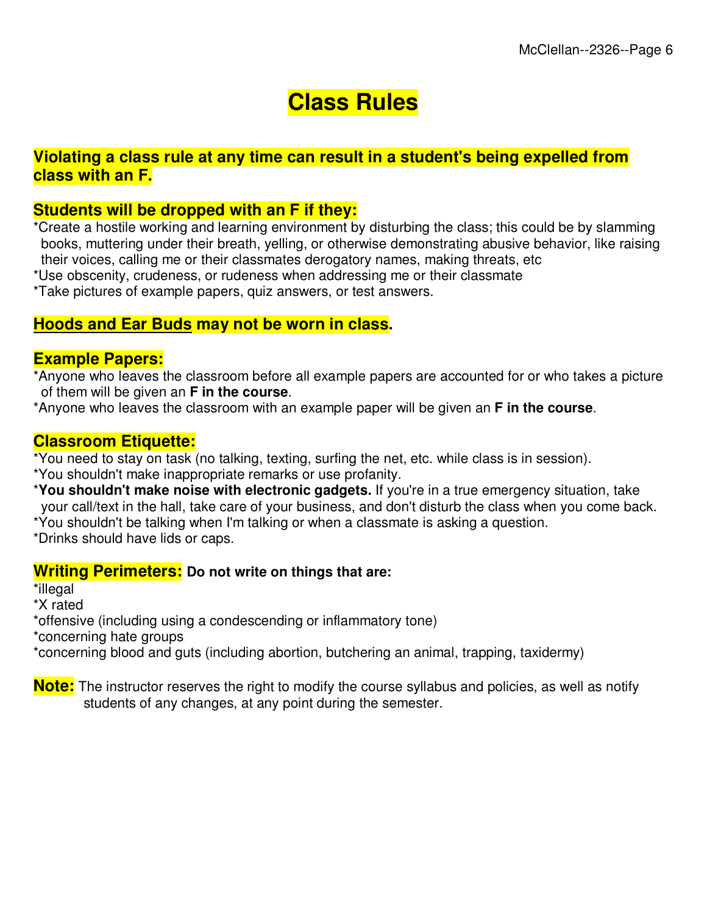# Class Rules

**Violating a class rule at any time can result in a student's being expelled from class with an F.**

**Students will be dropped with an F if they:**

*Create a hostile working and learning environment by disturbing the class; this could be by slamming books, muttering under their breath, yelling, or otherwise demonstrating abusive behavior, like raising their voices, calling me or their classmates derogatory names, making threats, etc
*Use obscenity, crudeness, or rudeness when addressing me or their classmate
*Take pictures of example papers, quiz answers, or test answers.

**Hoods and Ear Buds may not be worn in class.**

**Example Papers:**

*Anyone who leaves the classroom before all example papers are accounted for or who takes a picture of them will be given an **F in the course**.
*Anyone who leaves the classroom with an example paper will be given an **F in the course**.

**Classroom Etiquette:**

*You need to stay on task (no talking, texting, surfing the net, etc. while class is in session).
*You shouldn't make inappropriate remarks or use profanity.
***You shouldn't make noise with electronic gadgets.** If you're in a true emergency situation, take your call/text in the hall, take care of your business, and don't disturb the class when you come back.
*You shouldn't be talking when I'm talking or when a classmate is asking a question.
*Drinks should have lids or caps.

**Writing Perimeters: Do not write on things that are:**

*illegal
*X rated
*offensive (including using a condescending or inflammatory tone)
*concerning hate groups
*concerning blood and guts (including abortion, butchering an animal, trapping, taxidermy)

**Note:** The instructor reserves the right to modify the course syllabus and policies, as well as notify students of any changes, at any point during the semester.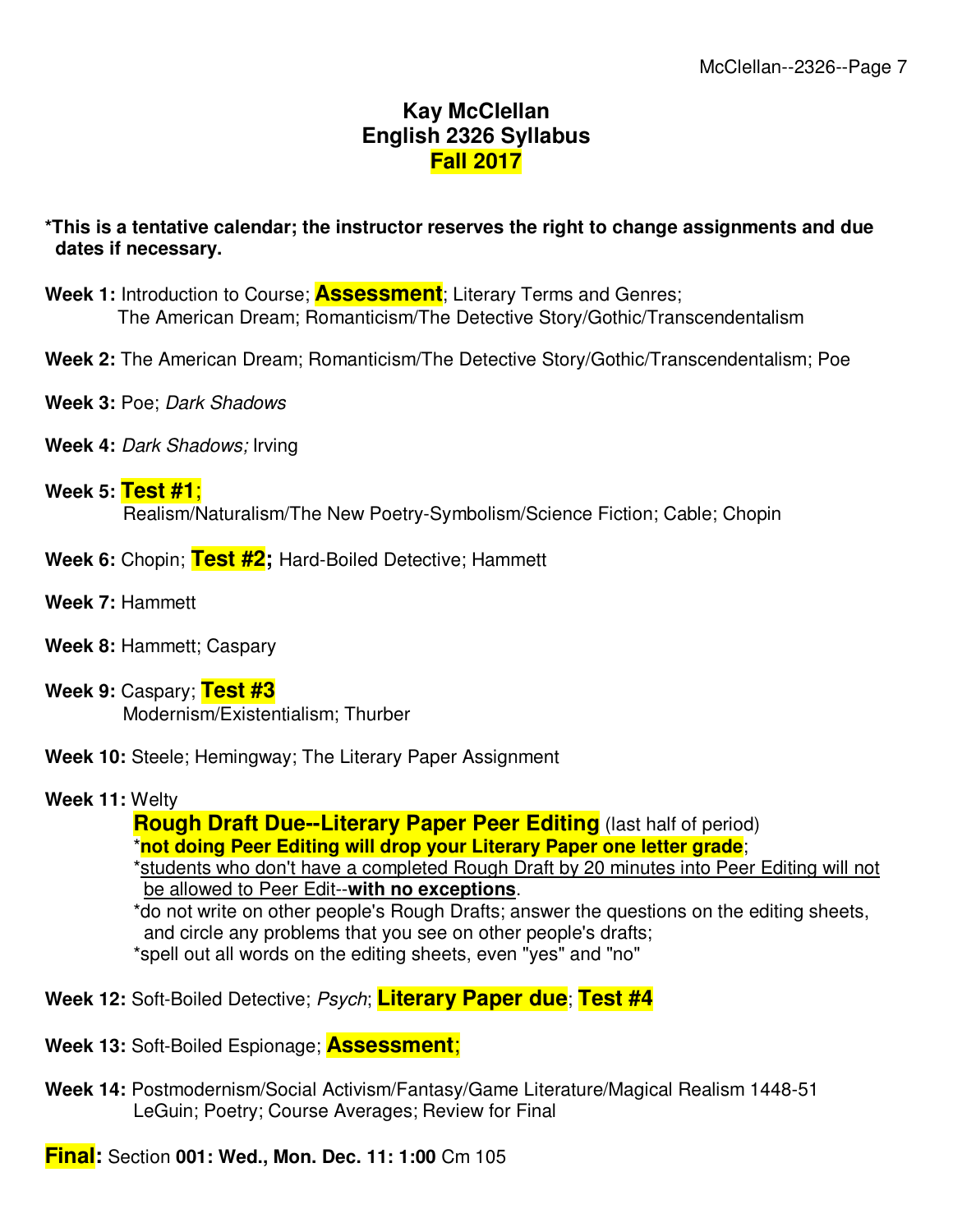# Kay McClellan
# English 2326 Syllabus
# Fall 2017

**\*This is a tentative calendar; the instructor reserves the right to change assignments and due dates if necessary.**

**Week 1:** Introduction to Course; **Assessment**; Literary Terms and Genres;
The American Dream; Romanticism/The Detective Story/Gothic/Transcendentalism

**Week 2:** The American Dream; Romanticism/The Detective Story/Gothic/Transcendentalism; Poe

**Week 3:** Poe; *Dark Shadows*

**Week 4:** *Dark Shadows;* Irving

**Week 5:** **Test #1**;
Realism/Naturalism/The New Poetry-Symbolism/Science Fiction; Cable; Chopin

**Week 6:** Chopin; **Test #2;** Hard-Boiled Detective; Hammett

**Week 7:** Hammett

**Week 8:** Hammett; Caspary

**Week 9:** Caspary; **Test #3**
Modernism/Existentialism; Thurber

**Week 10:** Steele; Hemingway; The Literary Paper Assignment

**Week 11:** Welty
**Rough Draft Due--Literary Paper Peer Editing** (last half of period)
\***not doing Peer Editing will drop your Literary Paper one letter grade**;
\*students who don't have a completed Rough Draft by 20 minutes into Peer Editing will not be allowed to Peer Edit--**with no exceptions**.
\*do not write on other people's Rough Drafts; answer the questions on the editing sheets, and circle any problems that you see on other people's drafts;
\*spell out all words on the editing sheets, even "yes" and "no"

**Week 12:** Soft-Boiled Detective; *Psych*; **Literary Paper due**; **Test #4**

**Week 13:** Soft-Boiled Espionage; **Assessment**;

**Week 14:** Postmodernism/Social Activism/Fantasy/Game Literature/Magical Realism 1448-51
LeGuin; Poetry; Course Averages; Review for Final

**Final:** Section **001: Wed., Mon. Dec. 11: 1:00** Cm 105